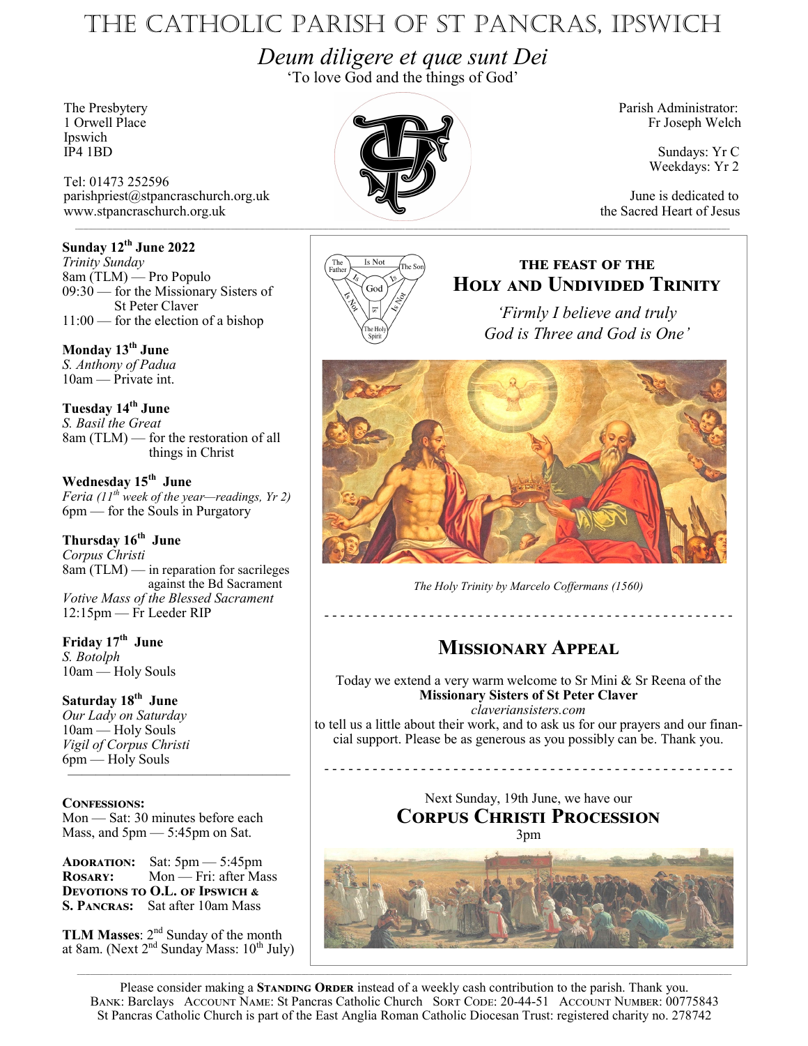# THE CATHOLIC PARISH OF ST PANCRAS, IPSWICH

*Deum diligere et quæ sunt Dei*
'To love God and the things of God'

The Presbytery
1 Orwell Place
Ipswich
IP4 1BD

Tel: 01473 252596
parishpriest@stpancraschurch.org.uk
www.stpancraschurch.org.uk

Parish Administrator:
Fr Joseph Welch

Sundays: Yr C
Weekdays: Yr 2

June is dedicated to
the Sacred Heart of Jesus

**Sunday 12th June 2022**
*Trinity Sunday*
8am (TLM) — Pro Populo
09:30 — for the Missionary Sisters of St Peter Claver
11:00 — for the election of a bishop

**Monday 13th June**
*S. Anthony of Padua*
10am — Private int.

**Tuesday 14th June**
*S. Basil the Great*
8am (TLM) — for the restoration of all things in Christ

**Wednesday 15th June**
*Feria (11th week of the year—readings, Yr 2)*
6pm — for the Souls in Purgatory

**Thursday 16th June**
*Corpus Christi*
8am (TLM) — in reparation for sacrileges against the Bd Sacrament
*Votive Mass of the Blessed Sacrament*
12:15pm — Fr Leeder RIP

**Friday 17th June**
*S. Botolph*
10am — Holy Souls

**Saturday 18th June**
*Our Lady on Saturday*
10am — Holy Souls
*Vigil of Corpus Christi*
6pm — Holy Souls

**CONFESSIONS:**
Mon — Sat: 30 minutes before each Mass, and 5pm — 5:45pm on Sat.

**ADORATION:** Sat: 5pm — 5:45pm
**ROSARY:** Mon — Fri: after Mass
**DEVOTIONS TO O.L. OF IPSWICH & S. PANCRAS:** Sat after 10am Mass

**TLM Masses**: 2nd Sunday of the month at 8am. (Next 2nd Sunday Mass: 10th July)

## THE FEAST OF THE HOLY AND UNDIVIDED TRINITY

*'Firmly I believe and truly*
*God is Three and God is One'*

*The Holy Trinity by Marcelo Coffermans (1560)*

## MISSIONARY APPEAL

Today we extend a very warm welcome to Sr Mini & Sr Reena of the **Missionary Sisters of St Peter Claver**
*claveriansisters.com*
to tell us a little about their work, and to ask us for our prayers and our financial support. Please be as generous as you possibly can be. Thank you.

Next Sunday, 19th June, we have our

## CORPUS CHRISTI PROCESSION

3pm

Please consider making a **STANDING ORDER** instead of a weekly cash contribution to the parish. Thank you.
BANK: Barclays ACCOUNT NAME: St Pancras Catholic Church SORT CODE: 20-44-51 ACCOUNT NUMBER: 00775843
St Pancras Catholic Church is part of the East Anglia Roman Catholic Diocesan Trust: registered charity no. 278742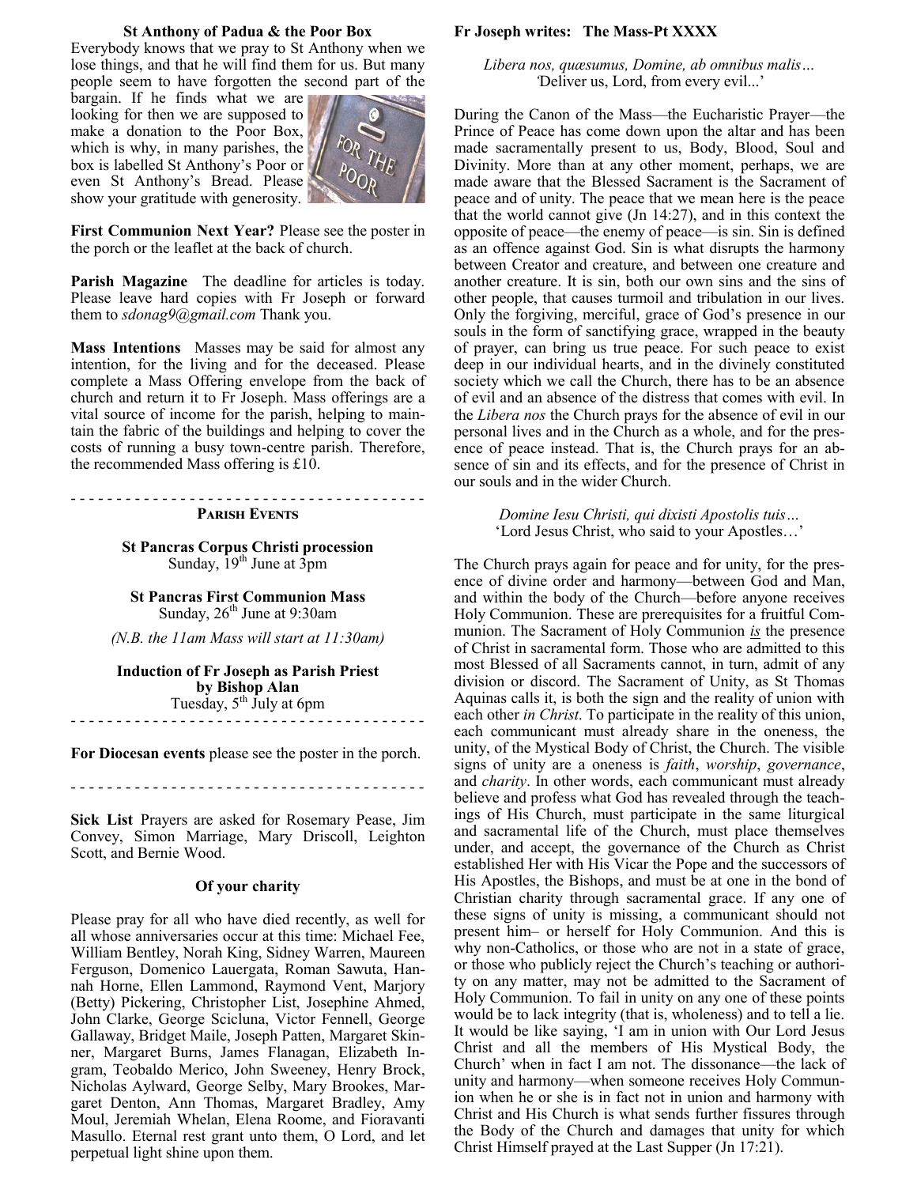### St Anthony of Padua & the Poor Box

Everybody knows that we pray to St Anthony when we lose things, and that he will find them for us. But many people seem to have forgotten the second part of the bargain. If he finds what we are looking for then we are supposed to make a donation to the Poor Box, which is why, in many parishes, the box is labelled St Anthony's Poor or even St Anthony's Bread. Please show your gratitude with generosity.

**First Communion Next Year?** Please see the poster in the porch or the leaflet at the back of church.

**Parish Magazine** The deadline for articles is today. Please leave hard copies with Fr Joseph or forward them to *sdonag9@gmail.com* Thank you.

**Mass Intentions** Masses may be said for almost any intention, for the living and for the deceased. Please complete a Mass Offering envelope from the back of church and return it to Fr Joseph. Mass offerings are a vital source of income for the parish, helping to maintain the fabric of the buildings and helping to cover the costs of running a busy town-centre parish. Therefore, the recommended Mass offering is £10.

- - - - - - - - - - - - - - - - - - - - - - - - - - - - - - - - - - - - -

### Parish Events

**St Pancras Corpus Christi procession**
Sunday, 19th June at 3pm

**St Pancras First Communion Mass**
Sunday, 26th June at 9:30am

*(N.B. the 11am Mass will start at 11:30am)*

**Induction of Fr Joseph as Parish Priest by Bishop Alan**
Tuesday, 5th July at 6pm

- - - - - - - - - - - - - - - - - - - - - - - - - - - - - - - - - - - - -

**For Diocesan events** please see the poster in the porch.

- - - - - - - - - - - - - - - - - - - - - - - - - - - - - - - - - - - - -

**Sick List** Prayers are asked for Rosemary Pease, Jim Convey, Simon Marriage, Mary Driscoll, Leighton Scott, and Bernie Wood.

### Of your charity

Please pray for all who have died recently, as well for all whose anniversaries occur at this time: Michael Fee, William Bentley, Norah King, Sidney Warren, Maureen Ferguson, Domenico Lauergata, Roman Sawuta, Hannah Horne, Ellen Lammond, Raymond Vent, Marjory (Betty) Pickering, Christopher List, Josephine Ahmed, John Clarke, George Scicluna, Victor Fennell, George Gallaway, Bridget Maile, Joseph Patten, Margaret Skinner, Margaret Burns, James Flanagan, Elizabeth Ingram, Teobaldo Merico, John Sweeney, Henry Brock, Nicholas Aylward, George Selby, Mary Brookes, Margaret Denton, Ann Thomas, Margaret Bradley, Amy Moul, Jeremiah Whelan, Elena Roome, and Fioravanti Masullo. Eternal rest grant unto them, O Lord, and let perpetual light shine upon them.

### Fr Joseph writes: The Mass-Pt XXXX

*Libera nos, quæsumus, Domine, ab omnibus malis…*
'Deliver us, Lord, from every evil...'

During the Canon of the Mass—the Eucharistic Prayer—the Prince of Peace has come down upon the altar and has been made sacramentally present to us, Body, Blood, Soul and Divinity. More than at any other moment, perhaps, we are made aware that the Blessed Sacrament is the Sacrament of peace and of unity. The peace that we mean here is the peace that the world cannot give (Jn 14:27), and in this context the opposite of peace—the enemy of peace—is sin. Sin is defined as an offence against God. Sin is what disrupts the harmony between Creator and creature, and between one creature and another creature. It is sin, both our own sins and the sins of other people, that causes turmoil and tribulation in our lives. Only the forgiving, merciful, grace of God's presence in our souls in the form of sanctifying grace, wrapped in the beauty of prayer, can bring us true peace. For such peace to exist deep in our individual hearts, and in the divinely constituted society which we call the Church, there has to be an absence of evil and an absence of the distress that comes with evil. In the *Libera nos* the Church prays for the absence of evil in our personal lives and in the Church as a whole, and for the presence of peace instead. That is, the Church prays for an absence of sin and its effects, and for the presence of Christ in our souls and in the wider Church.

*Domine Iesu Christi, qui dixisti Apostolis tuis…*
'Lord Jesus Christ, who said to your Apostles…'

The Church prays again for peace and for unity, for the presence of divine order and harmony—between God and Man, and within the body of the Church—before anyone receives Holy Communion. These are prerequisites for a fruitful Communion. The Sacrament of Holy Communion ***is*** the presence of Christ in sacramental form. Those who are admitted to this most Blessed of all Sacraments cannot, in turn, admit of any division or discord. The Sacrament of Unity, as St Thomas Aquinas calls it, is both the sign and the reality of union with each other *in Christ*. To participate in the reality of this union, each communicant must already share in the oneness, the unity, of the Mystical Body of Christ, the Church. The visible signs of unity are a oneness is *faith*, *worship*, *governance*, and *charity*. In other words, each communicant must already believe and profess what God has revealed through the teachings of His Church, must participate in the same liturgical and sacramental life of the Church, must place themselves under, and accept, the governance of the Church as Christ established Her with His Vicar the Pope and the successors of His Apostles, the Bishops, and must be at one in the bond of Christian charity through sacramental grace. If any one of these signs of unity is missing, a communicant should not present him– or herself for Holy Communion. And this is why non-Catholics, or those who are not in a state of grace, or those who publicly reject the Church's teaching or authority on any matter, may not be admitted to the Sacrament of Holy Communion. To fail in unity on any one of these points would be to lack integrity (that is, wholeness) and to tell a lie. It would be like saying, 'I am in union with Our Lord Jesus Christ and all the members of His Mystical Body, the Church' when in fact I am not. The dissonance—the lack of unity and harmony—when someone receives Holy Communion when he or she is in fact not in union and harmony with Christ and His Church is what sends further fissures through the Body of the Church and damages that unity for which Christ Himself prayed at the Last Supper (Jn 17:21).